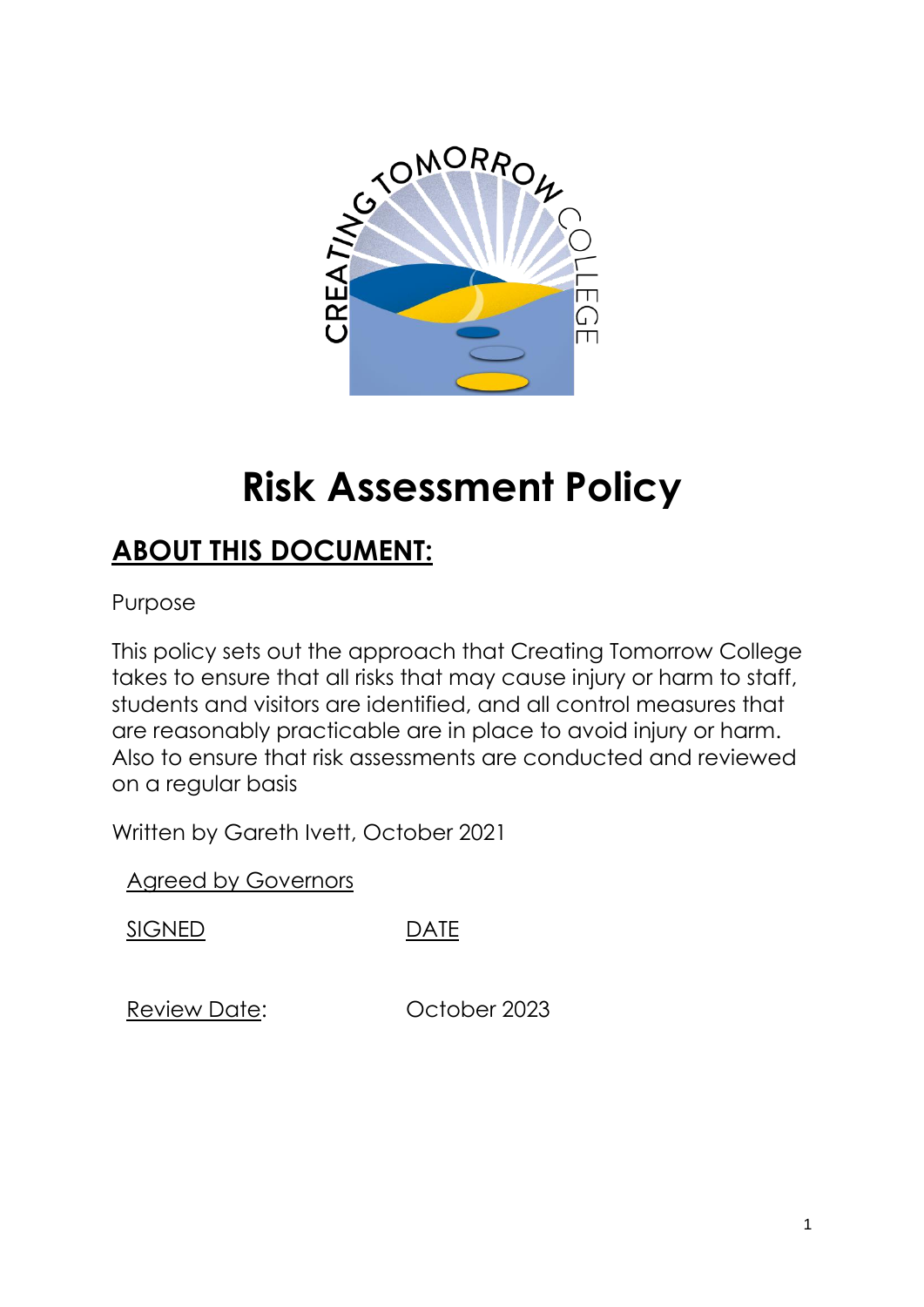# Risk Assessment Policy

## ABOUT THIS DOCUMENT:

Purpose

This policy sets out the approach that Creating Tomorrow College takes to ensure that all risks that may cause injury or harm to staff, students and visitors are identified, and all control measures that are reasonably practicable are in place to avoid injury or harm. Also to ensure that risk assessments are conducted and reviewed on a regular basis

Written by Gareth Ivett, October 2021

Agreed by Governors

SIGNED DATE

Review Date: October 2023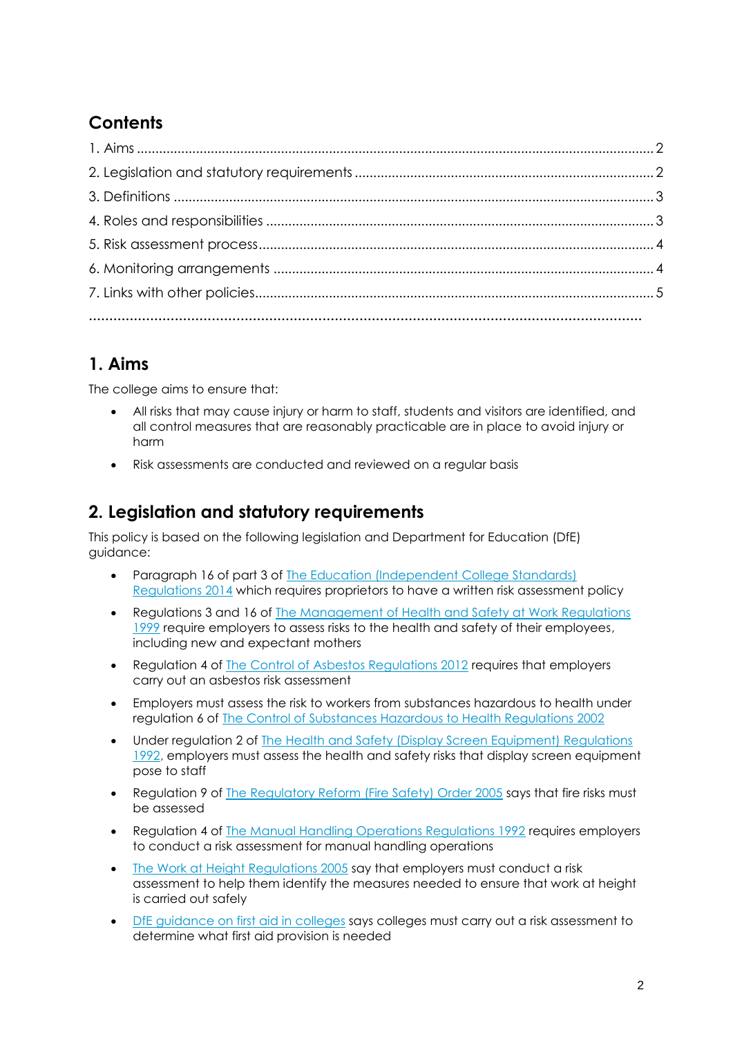## Contents

1. Aims .......... 2
2. Legislation and statutory requirements .......... 2
3. Definitions .......... 3
4. Roles and responsibilities .......... 3
5. Risk assessment process .......... 4
6. Monitoring arrangements .......... 4
7. Links with other policies .......... 5

## 1. Aims

The college aims to ensure that:

- All risks that may cause injury or harm to staff, students and visitors are identified, and all control measures that are reasonably practicable are in place to avoid injury or harm
- Risk assessments are conducted and reviewed on a regular basis

## 2. Legislation and statutory requirements

This policy is based on the following legislation and Department for Education (DfE) guidance:

- Paragraph 16 of part 3 of The Education (Independent College Standards) Regulations 2014 which requires proprietors to have a written risk assessment policy
- Regulations 3 and 16 of The Management of Health and Safety at Work Regulations 1999 require employers to assess risks to the health and safety of their employees, including new and expectant mothers
- Regulation 4 of The Control of Asbestos Regulations 2012 requires that employers carry out an asbestos risk assessment
- Employers must assess the risk to workers from substances hazardous to health under regulation 6 of The Control of Substances Hazardous to Health Regulations 2002
- Under regulation 2 of The Health and Safety (Display Screen Equipment) Regulations 1992, employers must assess the health and safety risks that display screen equipment pose to staff
- Regulation 9 of The Regulatory Reform (Fire Safety) Order 2005 says that fire risks must be assessed
- Regulation 4 of The Manual Handling Operations Regulations 1992 requires employers to conduct a risk assessment for manual handling operations
- The Work at Height Regulations 2005 say that employers must conduct a risk assessment to help them identify the measures needed to ensure that work at height is carried out safely
- DfE guidance on first aid in colleges says colleges must carry out a risk assessment to determine what first aid provision is needed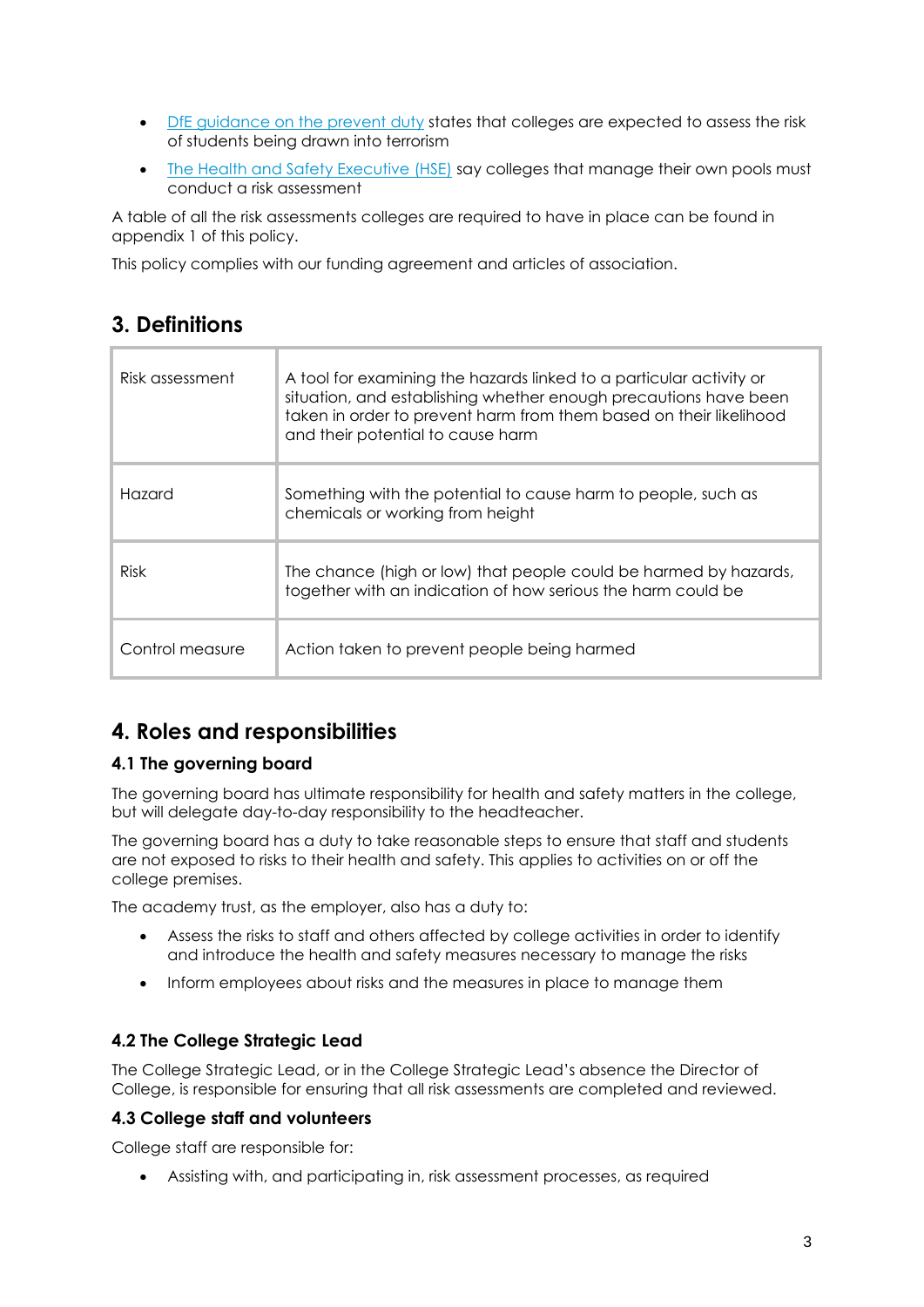- [DfE guidance on the prevent duty](#) states that colleges are expected to assess the risk of students being drawn into terrorism
- [The Health and Safety Executive (HSE)](#) say colleges that manage their own pools must conduct a risk assessment

A table of all the risk assessments colleges are required to have in place can be found in appendix 1 of this policy.

This policy complies with our funding agreement and articles of association.

## 3. Definitions

| | |
|---|---|
| Risk assessment | A tool for examining the hazards linked to a particular activity or situation, and establishing whether enough precautions have been taken in order to prevent harm from them based on their likelihood and their potential to cause harm |
| Hazard | Something with the potential to cause harm to people, such as chemicals or working from height |
| Risk | The chance (high or low) that people could be harmed by hazards, together with an indication of how serious the harm could be |
| Control measure | Action taken to prevent people being harmed |

## 4. Roles and responsibilities

### 4.1 The governing board

The governing board has ultimate responsibility for health and safety matters in the college, but will delegate day-to-day responsibility to the headteacher.

The governing board has a duty to take reasonable steps to ensure that staff and students are not exposed to risks to their health and safety. This applies to activities on or off the college premises.

The academy trust, as the employer, also has a duty to:

- Assess the risks to staff and others affected by college activities in order to identify and introduce the health and safety measures necessary to manage the risks
- Inform employees about risks and the measures in place to manage them

### 4.2 The College Strategic Lead

The College Strategic Lead, or in the College Strategic Lead's absence the Director of College, is responsible for ensuring that all risk assessments are completed and reviewed.

### 4.3 College staff and volunteers

College staff are responsible for:

- Assisting with, and participating in, risk assessment processes, as required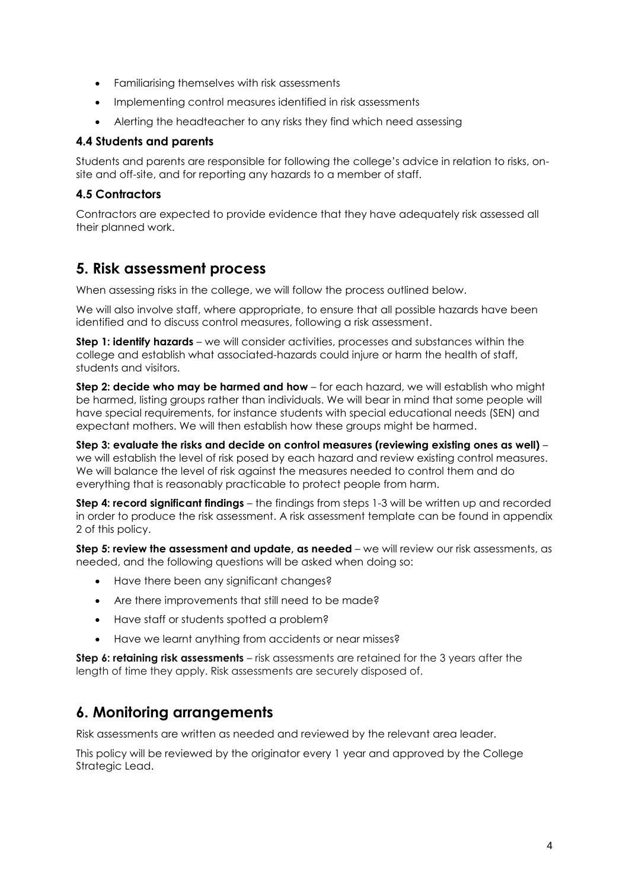- Familiarising themselves with risk assessments
- Implementing control measures identified in risk assessments
- Alerting the headteacher to any risks they find which need assessing

### 4.4 Students and parents

Students and parents are responsible for following the college's advice in relation to risks, on-site and off-site, and for reporting any hazards to a member of staff.

### 4.5 Contractors

Contractors are expected to provide evidence that they have adequately risk assessed all their planned work.

## 5. Risk assessment process

When assessing risks in the college, we will follow the process outlined below.

We will also involve staff, where appropriate, to ensure that all possible hazards have been identified and to discuss control measures, following a risk assessment.

**Step 1: identify hazards** – we will consider activities, processes and substances within the college and establish what associated-hazards could injure or harm the health of staff, students and visitors.

**Step 2: decide who may be harmed and how** – for each hazard, we will establish who might be harmed, listing groups rather than individuals. We will bear in mind that some people will have special requirements, for instance students with special educational needs (SEN) and expectant mothers. We will then establish how these groups might be harmed.

**Step 3: evaluate the risks and decide on control measures (reviewing existing ones as well)** – we will establish the level of risk posed by each hazard and review existing control measures. We will balance the level of risk against the measures needed to control them and do everything that is reasonably practicable to protect people from harm.

**Step 4: record significant findings** – the findings from steps 1-3 will be written up and recorded in order to produce the risk assessment. A risk assessment template can be found in appendix 2 of this policy.

**Step 5: review the assessment and update, as needed** – we will review our risk assessments, as needed, and the following questions will be asked when doing so:

- Have there been any significant changes?
- Are there improvements that still need to be made?
- Have staff or students spotted a problem?
- Have we learnt anything from accidents or near misses?

**Step 6: retaining risk assessments** – risk assessments are retained for the 3 years after the length of time they apply. Risk assessments are securely disposed of.

## 6. Monitoring arrangements

Risk assessments are written as needed and reviewed by the relevant area leader.

This policy will be reviewed by the originator every 1 year and approved by the College Strategic Lead.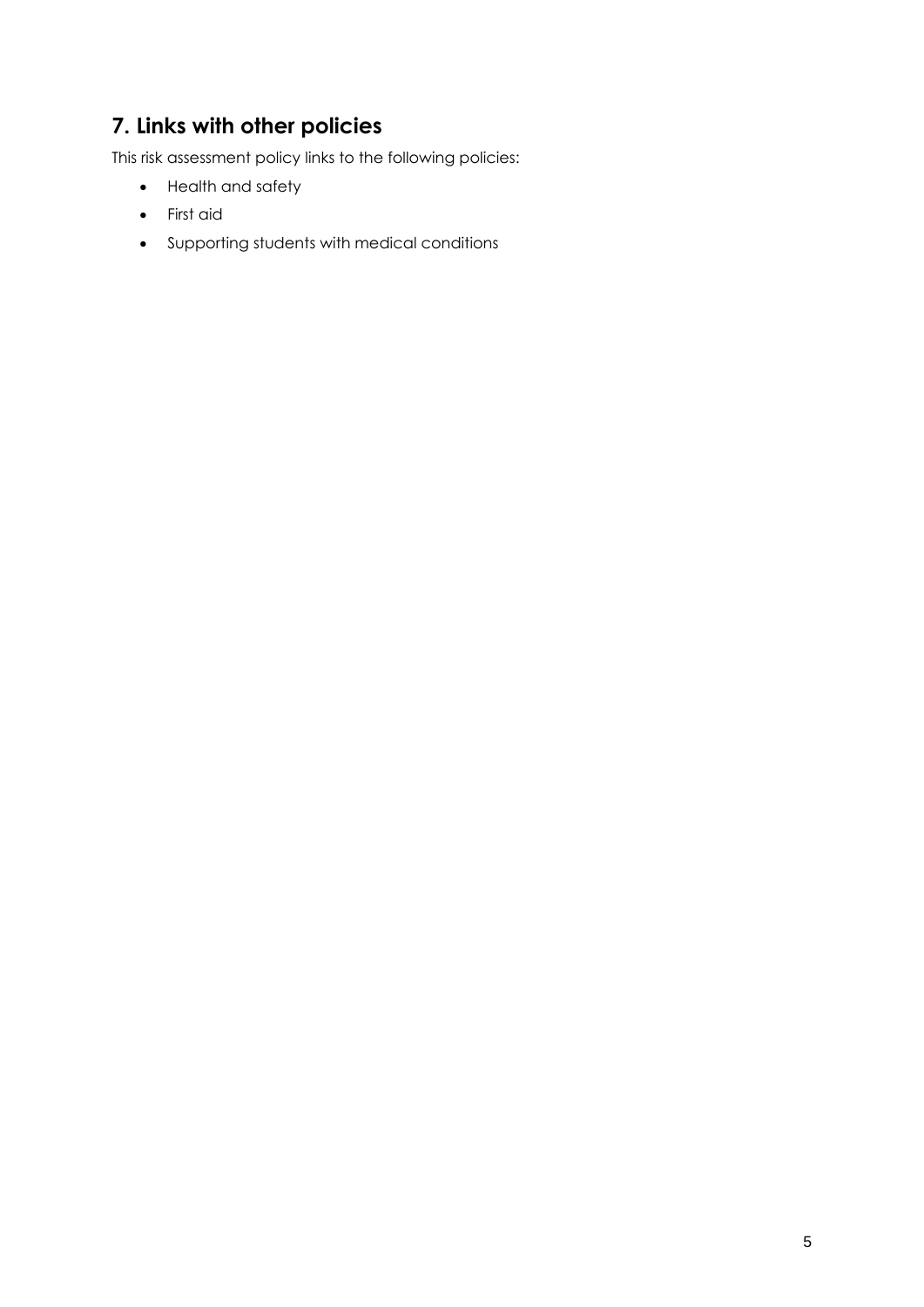## 7. Links with other policies

This risk assessment policy links to the following policies:

- Health and safety
- First aid
- Supporting students with medical conditions